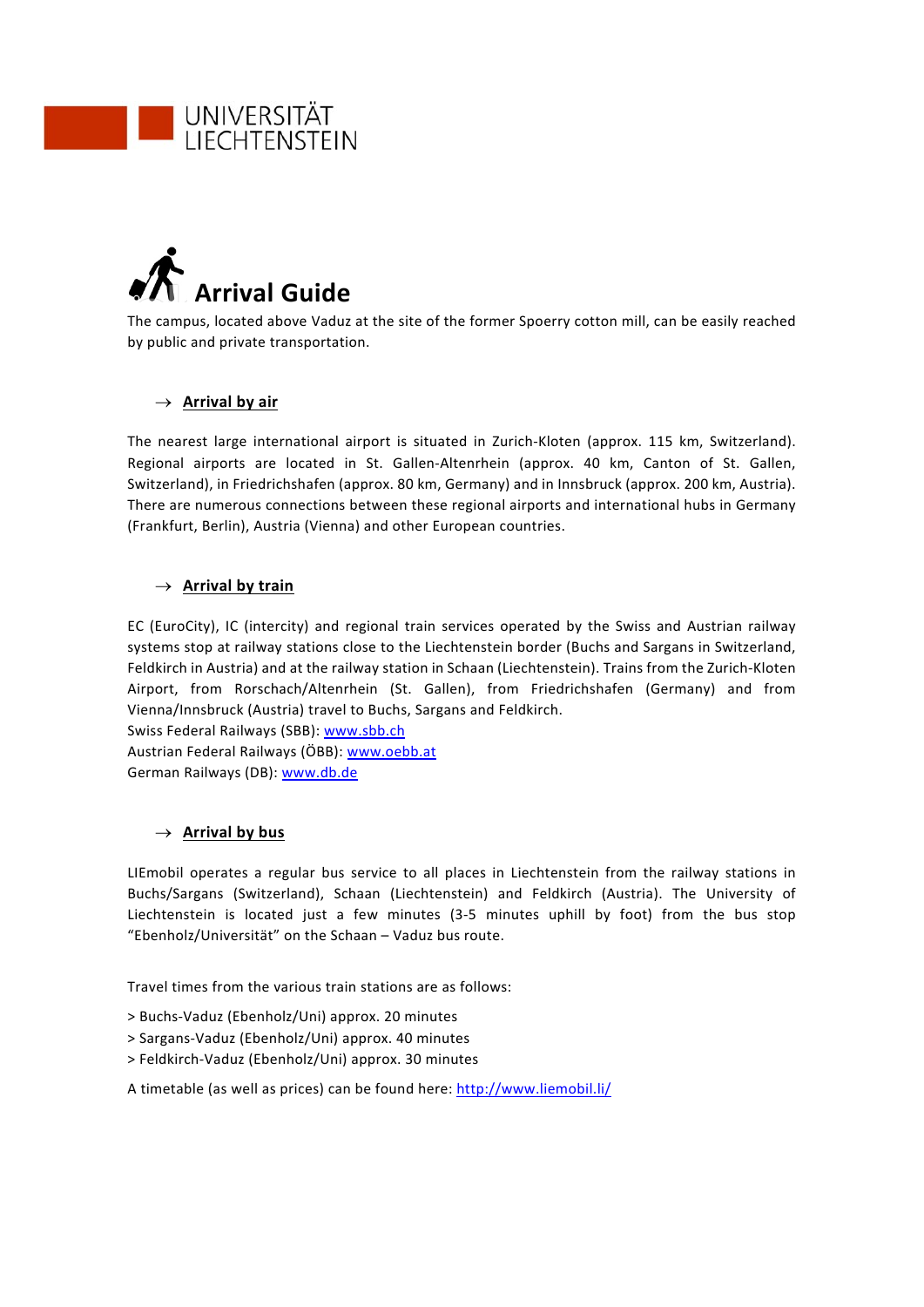UNIVERSITÄT LIECHTENSTEIN

# Arrival Guide

The campus, located above Vaduz at the site of the former Spoerry cotton mill, can be easily reached by public and private transportation.

## → Arrival by air

The nearest large international airport is situated in Zurich-Kloten (approx. 115 km, Switzerland). Regional airports are located in St. Gallen-Altenrhein (approx. 40 km, Canton of St. Gallen, Switzerland), in Friedrichshafen (approx. 80 km, Germany) and in Innsbruck (approx. 200 km, Austria). There are numerous connections between these regional airports and international hubs in Germany (Frankfurt, Berlin), Austria (Vienna) and other European countries.

## → Arrival by train

EC (EuroCity), IC (intercity) and regional train services operated by the Swiss and Austrian railway systems stop at railway stations close to the Liechtenstein border (Buchs and Sargans in Switzerland, Feldkirch in Austria) and at the railway station in Schaan (Liechtenstein). Trains from the Zurich-Kloten Airport, from Rorschach/Altenrhein (St. Gallen), from Friedrichshafen (Germany) and from Vienna/Innsbruck (Austria) travel to Buchs, Sargans and Feldkirch.
Swiss Federal Railways (SBB): www.sbb.ch
Austrian Federal Railways (ÖBB): www.oebb.at
German Railways (DB): www.db.de

## → Arrival by bus

LIEmobil operates a regular bus service to all places in Liechtenstein from the railway stations in Buchs/Sargans (Switzerland), Schaan (Liechtenstein) and Feldkirch (Austria). The University of Liechtenstein is located just a few minutes (3-5 minutes uphill by foot) from the bus stop "Ebenholz/Universität" on the Schaan – Vaduz bus route.

Travel times from the various train stations are as follows:

> Buchs-Vaduz (Ebenholz/Uni) approx. 20 minutes
> Sargans-Vaduz (Ebenholz/Uni) approx. 40 minutes
> Feldkirch-Vaduz (Ebenholz/Uni) approx. 30 minutes

A timetable (as well as prices) can be found here: http://www.liemobil.li/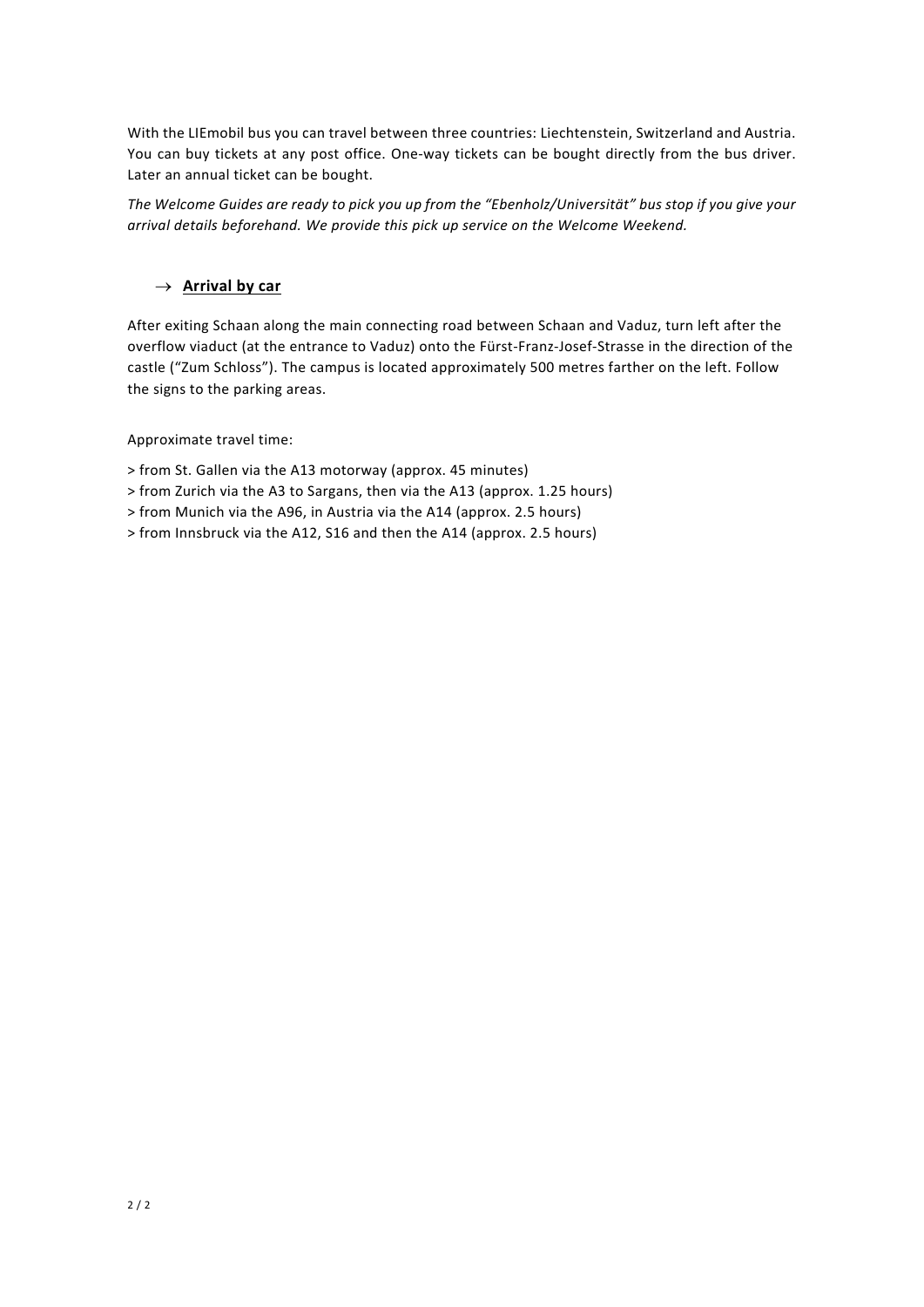With the LIEmobil bus you can travel between three countries: Liechtenstein, Switzerland and Austria. You can buy tickets at any post office. One-way tickets can be bought directly from the bus driver. Later an annual ticket can be bought.

*The Welcome Guides are ready to pick you up from the "Ebenholz/Universität" bus stop if you give your arrival details beforehand. We provide this pick up service on the Welcome Weekend.*

### → <u>**Arrival by car**</u>

After exiting Schaan along the main connecting road between Schaan and Vaduz, turn left after the overflow viaduct (at the entrance to Vaduz) onto the Fürst-Franz-Josef-Strasse in the direction of the castle ("Zum Schloss"). The campus is located approximately 500 metres farther on the left. Follow the signs to the parking areas.

Approximate travel time:

> from St. Gallen via the A13 motorway (approx. 45 minutes)
> from Zurich via the A3 to Sargans, then via the A13 (approx. 1.25 hours)
> from Munich via the A96, in Austria via the A14 (approx. 2.5 hours)
> from Innsbruck via the A12, S16 and then the A14 (approx. 2.5 hours)